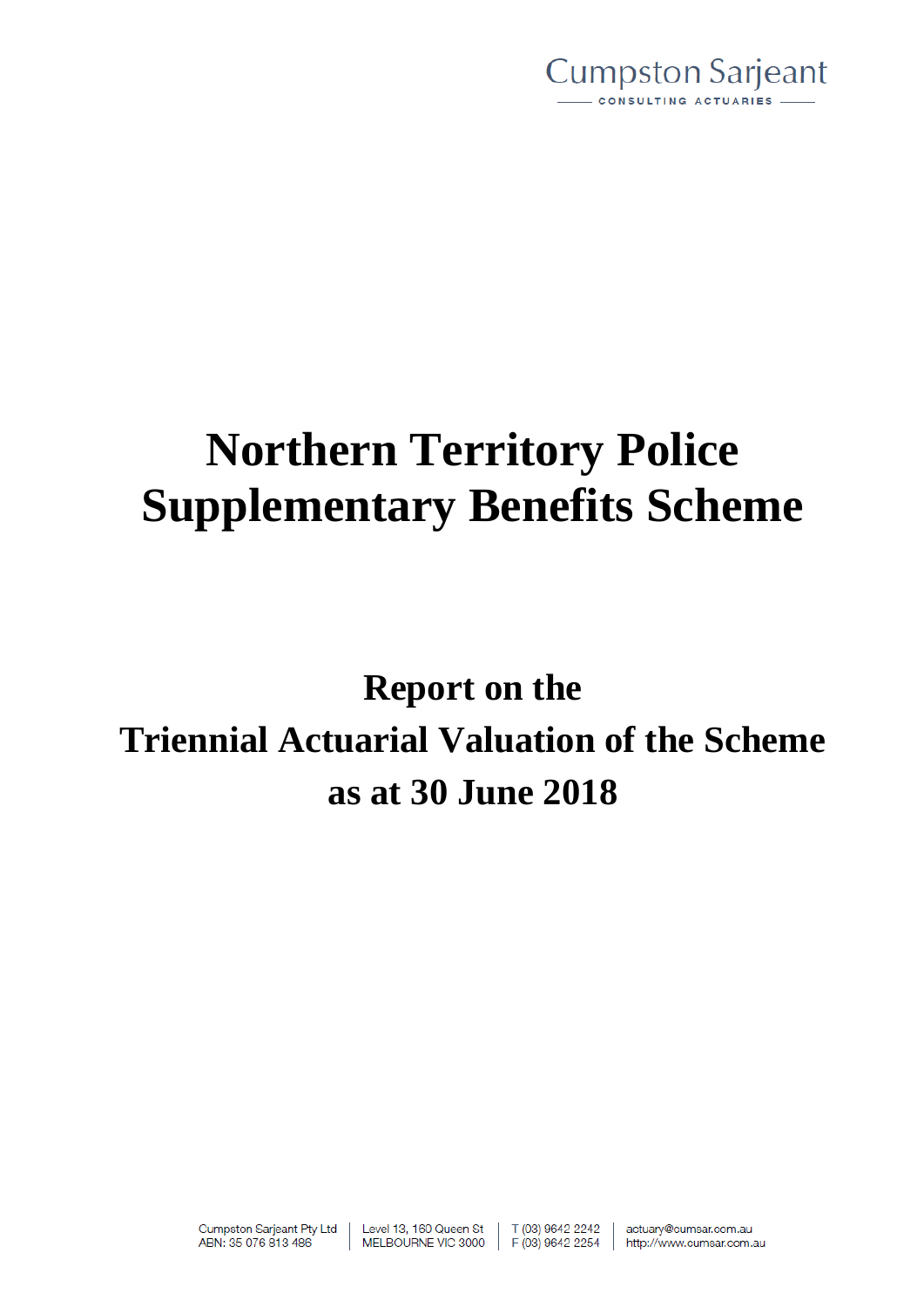Cumpston Sarjeant

CONSULTING ACTUARIES

# Northern Territory Police Supplementary Benefits Scheme

## Report on the Triennial Actuarial Valuation of the Scheme as at 30 June 2018

Cumpston Sarjeant Pty Ltd
ABN: 35 076 813 486

Level 13, 160 Queen St
MELBOURNE VIC 3000

T (03) 9642 2242
F (03) 9642 2254

actuary@cumsar.com.au
http://www.cumsar.com.au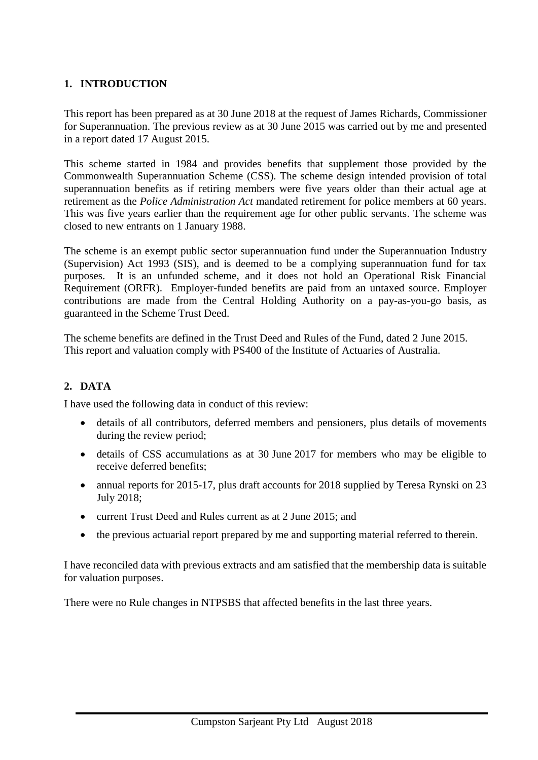## 1. INTRODUCTION

This report has been prepared as at 30 June 2018 at the request of James Richards, Commissioner for Superannuation. The previous review as at 30 June 2015 was carried out by me and presented in a report dated 17 August 2015.

This scheme started in 1984 and provides benefits that supplement those provided by the Commonwealth Superannuation Scheme (CSS). The scheme design intended provision of total superannuation benefits as if retiring members were five years older than their actual age at retirement as the *Police Administration Act* mandated retirement for police members at 60 years. This was five years earlier than the requirement age for other public servants. The scheme was closed to new entrants on 1 January 1988.

The scheme is an exempt public sector superannuation fund under the Superannuation Industry (Supervision) Act 1993 (SIS), and is deemed to be a complying superannuation fund for tax purposes. It is an unfunded scheme, and it does not hold an Operational Risk Financial Requirement (ORFR). Employer-funded benefits are paid from an untaxed source. Employer contributions are made from the Central Holding Authority on a pay-as-you-go basis, as guaranteed in the Scheme Trust Deed.

The scheme benefits are defined in the Trust Deed and Rules of the Fund, dated 2 June 2015. This report and valuation comply with PS400 of the Institute of Actuaries of Australia.

## 2. DATA

I have used the following data in conduct of this review:

- details of all contributors, deferred members and pensioners, plus details of movements during the review period;
- details of CSS accumulations as at 30 June 2017 for members who may be eligible to receive deferred benefits;
- annual reports for 2015-17, plus draft accounts for 2018 supplied by Teresa Rynski on 23 July 2018;
- current Trust Deed and Rules current as at 2 June 2015; and
- the previous actuarial report prepared by me and supporting material referred to therein.

I have reconciled data with previous extracts and am satisfied that the membership data is suitable for valuation purposes.

There were no Rule changes in NTPSBS that affected benefits in the last three years.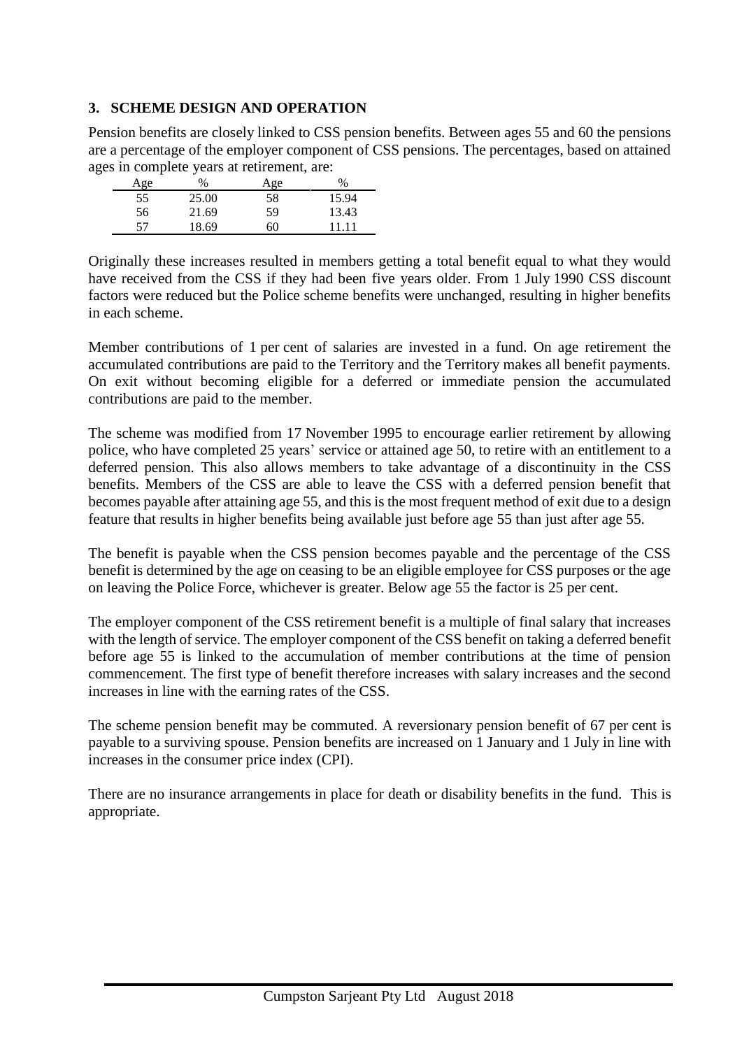## 3. SCHEME DESIGN AND OPERATION

Pension benefits are closely linked to CSS pension benefits. Between ages 55 and 60 the pensions are a percentage of the employer component of CSS pensions. The percentages, based on attained ages in complete years at retirement, are:

| Age | % | Age | % |
|---|---|---|---|
| 55 | 25.00 | 58 | 15.94 |
| 56 | 21.69 | 59 | 13.43 |
| 57 | 18.69 | 60 | 11.11 |

Originally these increases resulted in members getting a total benefit equal to what they would have received from the CSS if they had been five years older. From 1 July 1990 CSS discount factors were reduced but the Police scheme benefits were unchanged, resulting in higher benefits in each scheme.

Member contributions of 1 per cent of salaries are invested in a fund. On age retirement the accumulated contributions are paid to the Territory and the Territory makes all benefit payments. On exit without becoming eligible for a deferred or immediate pension the accumulated contributions are paid to the member.

The scheme was modified from 17 November 1995 to encourage earlier retirement by allowing police, who have completed 25 years' service or attained age 50, to retire with an entitlement to a deferred pension. This also allows members to take advantage of a discontinuity in the CSS benefits. Members of the CSS are able to leave the CSS with a deferred pension benefit that becomes payable after attaining age 55, and this is the most frequent method of exit due to a design feature that results in higher benefits being available just before age 55 than just after age 55.

The benefit is payable when the CSS pension becomes payable and the percentage of the CSS benefit is determined by the age on ceasing to be an eligible employee for CSS purposes or the age on leaving the Police Force, whichever is greater. Below age 55 the factor is 25 per cent.

The employer component of the CSS retirement benefit is a multiple of final salary that increases with the length of service. The employer component of the CSS benefit on taking a deferred benefit before age 55 is linked to the accumulation of member contributions at the time of pension commencement. The first type of benefit therefore increases with salary increases and the second increases in line with the earning rates of the CSS.

The scheme pension benefit may be commuted. A reversionary pension benefit of 67 per cent is payable to a surviving spouse. Pension benefits are increased on 1 January and 1 July in line with increases in the consumer price index (CPI).

There are no insurance arrangements in place for death or disability benefits in the fund. This is appropriate.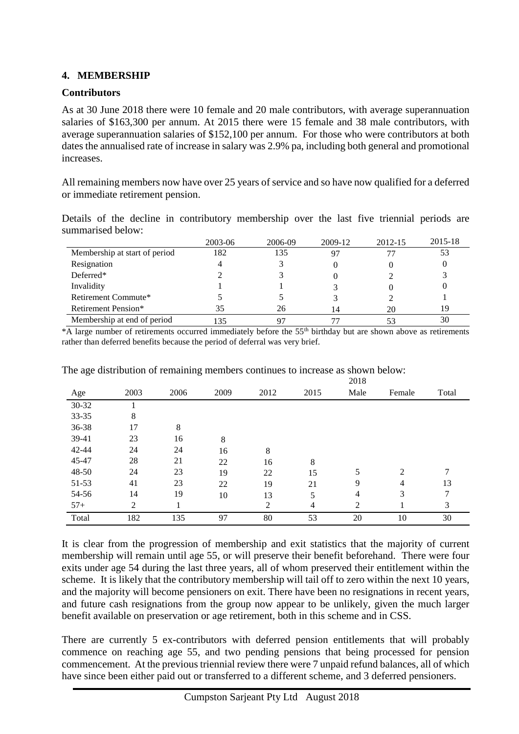## 4. MEMBERSHIP

### Contributors

As at 30 June 2018 there were 10 female and 20 male contributors, with average superannuation salaries of $163,300 per annum. At 2015 there were 15 female and 38 male contributors, with average superannuation salaries of $152,100 per annum. For those who were contributors at both dates the annualised rate of increase in salary was 2.9% pa, including both general and promotional increases.

All remaining members now have over 25 years of service and so have now qualified for a deferred or immediate retirement pension.

Details of the decline in contributory membership over the last five triennial periods are summarised below:

| | 2003-06 | 2006-09 | 2009-12 | 2012-15 | 2015-18 |
|---|---|---|---|---|---|
| Membership at start of period | 182 | 135 | 97 | 77 | 53 |
| Resignation | 4 | 3 | 0 | 0 | 0 |
| Deferred* | 2 | 3 | 0 | 2 | 3 |
| Invalidity | 1 | 1 | 3 | 0 | 0 |
| Retirement Commute* | 5 | 5 | 3 | 2 | 1 |
| Retirement Pension* | 35 | 26 | 14 | 20 | 19 |
| Membership at end of period | 135 | 97 | 77 | 53 | 30 |

*A large number of retirements occurred immediately before the 55th birthday but are shown above as retirements rather than deferred benefits because the period of deferral was very brief.

The age distribution of remaining members continues to increase as shown below:

| Age | 2003 | 2006 | 2009 | 2012 | 2015 | 2018 Male | 2018 Female | 2018 Total |
|---|---|---|---|---|---|---|---|---|
| 30-32 | 1 | | | | | | | |
| 33-35 | 8 | | | | | | | |
| 36-38 | 17 | 8 | | | | | | |
| 39-41 | 23 | 16 | 8 | | | | | |
| 42-44 | 24 | 24 | 16 | 8 | | | | |
| 45-47 | 28 | 21 | 22 | 16 | 8 | | | |
| 48-50 | 24 | 23 | 19 | 22 | 15 | 5 | 2 | 7 |
| 51-53 | 41 | 23 | 22 | 19 | 21 | 9 | 4 | 13 |
| 54-56 | 14 | 19 | 10 | 13 | 5 | 4 | 3 | 7 |
| 57+ | 2 | 1 | | 2 | 4 | 2 | 1 | 3 |
| Total | 182 | 135 | 97 | 80 | 53 | 20 | 10 | 30 |

It is clear from the progression of membership and exit statistics that the majority of current membership will remain until age 55, or will preserve their benefit beforehand. There were four exits under age 54 during the last three years, all of whom preserved their entitlement within the scheme. It is likely that the contributory membership will tail off to zero within the next 10 years, and the majority will become pensioners on exit. There have been no resignations in recent years, and future cash resignations from the group now appear to be unlikely, given the much larger benefit available on preservation or age retirement, both in this scheme and in CSS.

There are currently 5 ex-contributors with deferred pension entitlements that will probably commence on reaching age 55, and two pending pensions that being processed for pension commencement. At the previous triennial review there were 7 unpaid refund balances, all of which have since been either paid out or transferred to a different scheme, and 3 deferred pensioners.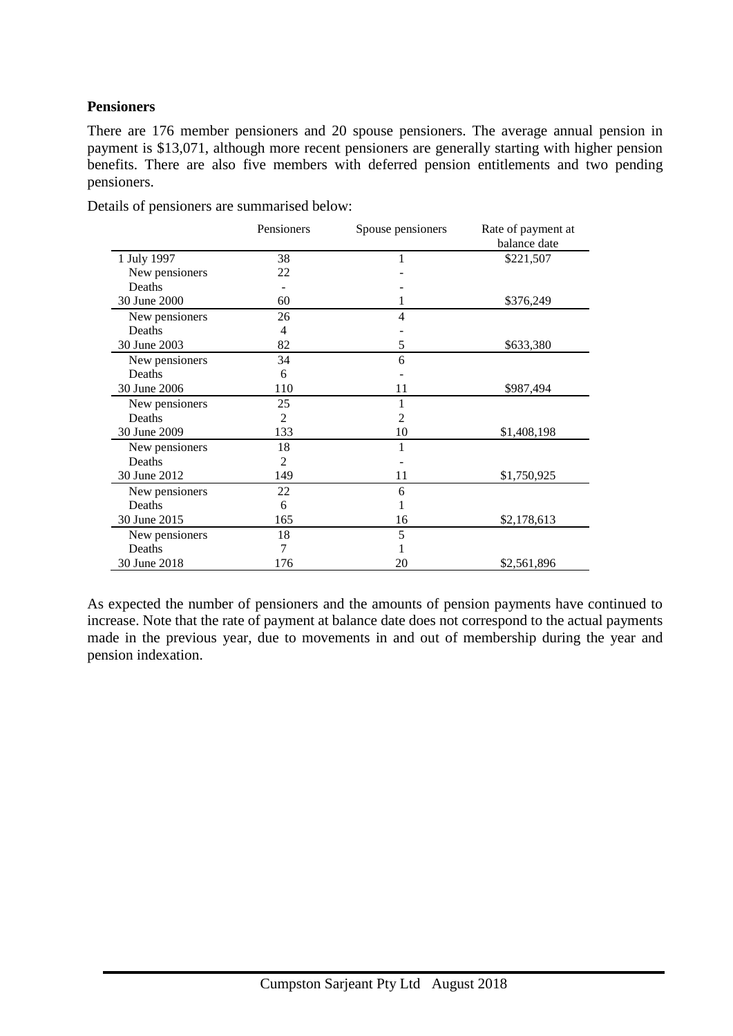**Pensioners**

There are 176 member pensioners and 20 spouse pensioners. The average annual pension in payment is $13,071, although more recent pensioners are generally starting with higher pension benefits. There are also five members with deferred pension entitlements and two pending pensioners.

Details of pensioners are summarised below:

| | Pensioners | Spouse pensioners | Rate of payment at balance date |
|---|---|---|---|
| 1 July 1997 | 38 | 1 | $221,507 |
| New pensioners | 22 | - | |
| Deaths | - | - | |
| 30 June 2000 | 60 | 1 | $376,249 |
| New pensioners | 26 | 4 | |
| Deaths | 4 | - | |
| 30 June 2003 | 82 | 5 | $633,380 |
| New pensioners | 34 | 6 | |
| Deaths | 6 | - | |
| 30 June 2006 | 110 | 11 | $987,494 |
| New pensioners | 25 | 1 | |
| Deaths | 2 | 2 | |
| 30 June 2009 | 133 | 10 | $1,408,198 |
| New pensioners | 18 | 1 | |
| Deaths | 2 | - | |
| 30 June 2012 | 149 | 11 | $1,750,925 |
| New pensioners | 22 | 6 | |
| Deaths | 6 | 1 | |
| 30 June 2015 | 165 | 16 | $2,178,613 |
| New pensioners | 18 | 5 | |
| Deaths | 7 | 1 | |
| 30 June 2018 | 176 | 20 | $2,561,896 |

As expected the number of pensioners and the amounts of pension payments have continued to increase. Note that the rate of payment at balance date does not correspond to the actual payments made in the previous year, due to movements in and out of membership during the year and pension indexation.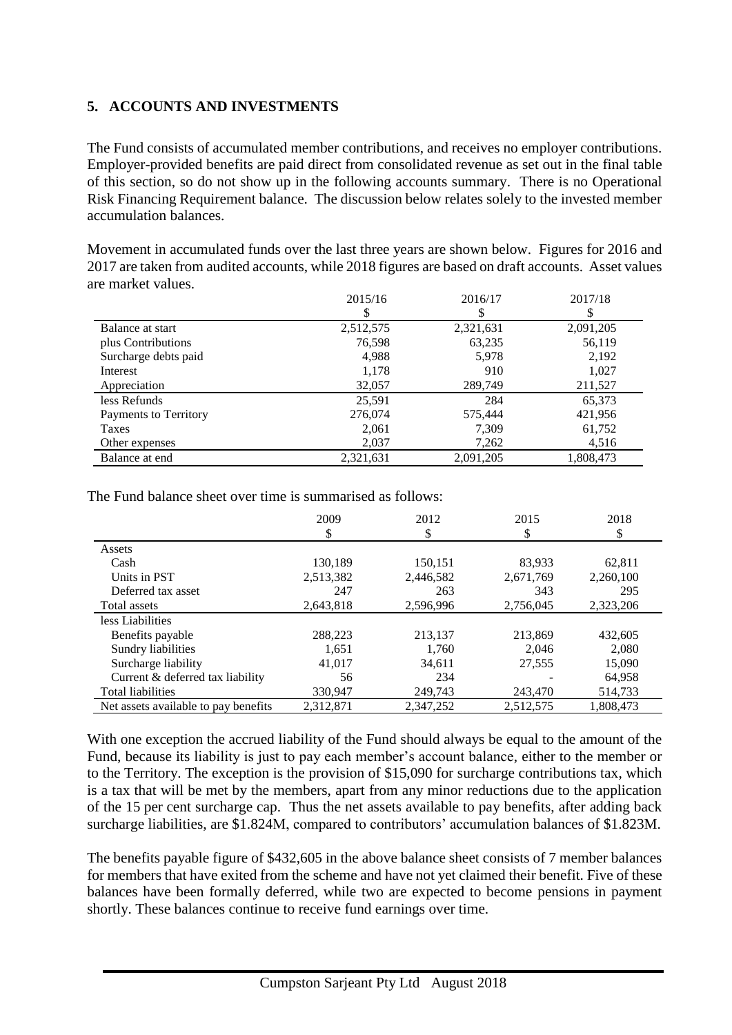## 5. ACCOUNTS AND INVESTMENTS

The Fund consists of accumulated member contributions, and receives no employer contributions. Employer-provided benefits are paid direct from consolidated revenue as set out in the final table of this section, so do not show up in the following accounts summary. There is no Operational Risk Financing Requirement balance. The discussion below relates solely to the invested member accumulation balances.

Movement in accumulated funds over the last three years are shown below. Figures for 2016 and 2017 are taken from audited accounts, while 2018 figures are based on draft accounts. Asset values are market values.

| | 2015/16<br>$ | 2016/17<br>$ | 2017/18<br>$ |
|---|---|---|---|
| Balance at start | 2,512,575 | 2,321,631 | 2,091,205 |
| plus Contributions | 76,598 | 63,235 | 56,119 |
| Surcharge debts paid | 4,988 | 5,978 | 2,192 |
| Interest | 1,178 | 910 | 1,027 |
| Appreciation | 32,057 | 289,749 | 211,527 |
| less Refunds | 25,591 | 284 | 65,373 |
| Payments to Territory | 276,074 | 575,444 | 421,956 |
| Taxes | 2,061 | 7,309 | 61,752 |
| Other expenses | 2,037 | 7,262 | 4,516 |
| Balance at end | 2,321,631 | 2,091,205 | 1,808,473 |

The Fund balance sheet over time is summarised as follows:

| | 2009<br>$ | 2012<br>$ | 2015<br>$ | 2018<br>$ |
|---|---|---|---|---|
| Assets | | | | |
| Cash | 130,189 | 150,151 | 83,933 | 62,811 |
| Units in PST | 2,513,382 | 2,446,582 | 2,671,769 | 2,260,100 |
| Deferred tax asset | 247 | 263 | 343 | 295 |
| Total assets | 2,643,818 | 2,596,996 | 2,756,045 | 2,323,206 |
| less Liabilities | | | | |
| Benefits payable | 288,223 | 213,137 | 213,869 | 432,605 |
| Sundry liabilities | 1,651 | 1,760 | 2,046 | 2,080 |
| Surcharge liability | 41,017 | 34,611 | 27,555 | 15,090 |
| Current & deferred tax liability | 56 | 234 | - | 64,958 |
| Total liabilities | 330,947 | 249,743 | 243,470 | 514,733 |
| Net assets available to pay benefits | 2,312,871 | 2,347,252 | 2,512,575 | 1,808,473 |

With one exception the accrued liability of the Fund should always be equal to the amount of the Fund, because its liability is just to pay each member's account balance, either to the member or to the Territory. The exception is the provision of $15,090 for surcharge contributions tax, which is a tax that will be met by the members, apart from any minor reductions due to the application of the 15 per cent surcharge cap. Thus the net assets available to pay benefits, after adding back surcharge liabilities, are $1.824M, compared to contributors' accumulation balances of $1.823M.

The benefits payable figure of $432,605 in the above balance sheet consists of 7 member balances for members that have exited from the scheme and have not yet claimed their benefit. Five of these balances have been formally deferred, while two are expected to become pensions in payment shortly. These balances continue to receive fund earnings over time.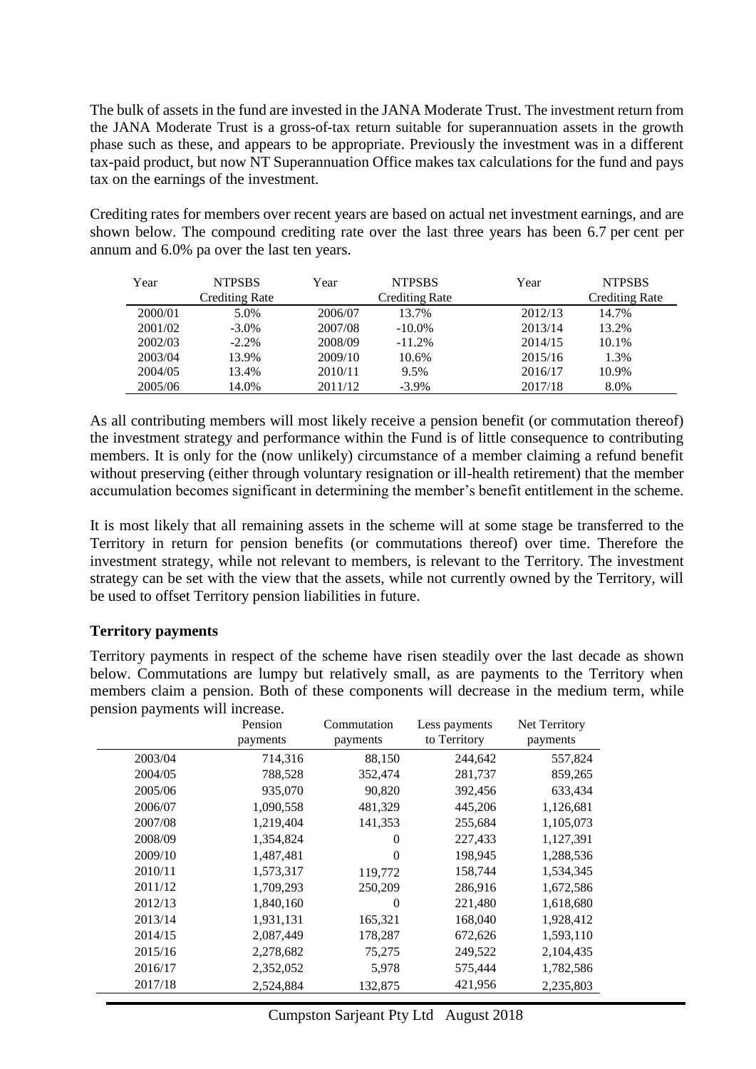The bulk of assets in the fund are invested in the JANA Moderate Trust. The investment return from the JANA Moderate Trust is a gross-of-tax return suitable for superannuation assets in the growth phase such as these, and appears to be appropriate. Previously the investment was in a different tax-paid product, but now NT Superannuation Office makes tax calculations for the fund and pays tax on the earnings of the investment.

Crediting rates for members over recent years are based on actual net investment earnings, and are shown below. The compound crediting rate over the last three years has been 6.7 per cent per annum and 6.0% pa over the last ten years.

| Year | NTPSBS Crediting Rate | Year | NTPSBS Crediting Rate | Year | NTPSBS Crediting Rate |
|---|---|---|---|---|---|
| 2000/01 | 5.0% | 2006/07 | 13.7% | 2012/13 | 14.7% |
| 2001/02 | -3.0% | 2007/08 | -10.0% | 2013/14 | 13.2% |
| 2002/03 | -2.2% | 2008/09 | -11.2% | 2014/15 | 10.1% |
| 2003/04 | 13.9% | 2009/10 | 10.6% | 2015/16 | 1.3% |
| 2004/05 | 13.4% | 2010/11 | 9.5% | 2016/17 | 10.9% |
| 2005/06 | 14.0% | 2011/12 | -3.9% | 2017/18 | 8.0% |

As all contributing members will most likely receive a pension benefit (or commutation thereof) the investment strategy and performance within the Fund is of little consequence to contributing members. It is only for the (now unlikely) circumstance of a member claiming a refund benefit without preserving (either through voluntary resignation or ill-health retirement) that the member accumulation becomes significant in determining the member's benefit entitlement in the scheme.

It is most likely that all remaining assets in the scheme will at some stage be transferred to the Territory in return for pension benefits (or commutations thereof) over time. Therefore the investment strategy, while not relevant to members, is relevant to the Territory. The investment strategy can be set with the view that the assets, while not currently owned by the Territory, will be used to offset Territory pension liabilities in future.

**Territory payments**

Territory payments in respect of the scheme have risen steadily over the last decade as shown below. Commutations are lumpy but relatively small, as are payments to the Territory when members claim a pension. Both of these components will decrease in the medium term, while pension payments will increase.

| | Pension payments | Commutation payments | Less payments to Territory | Net Territory payments |
|---|---|---|---|---|
| 2003/04 | 714,316 | 88,150 | 244,642 | 557,824 |
| 2004/05 | 788,528 | 352,474 | 281,737 | 859,265 |
| 2005/06 | 935,070 | 90,820 | 392,456 | 633,434 |
| 2006/07 | 1,090,558 | 481,329 | 445,206 | 1,126,681 |
| 2007/08 | 1,219,404 | 141,353 | 255,684 | 1,105,073 |
| 2008/09 | 1,354,824 | 0 | 227,433 | 1,127,391 |
| 2009/10 | 1,487,481 | 0 | 198,945 | 1,288,536 |
| 2010/11 | 1,573,317 | 119,772 | 158,744 | 1,534,345 |
| 2011/12 | 1,709,293 | 250,209 | 286,916 | 1,672,586 |
| 2012/13 | 1,840,160 | 0 | 221,480 | 1,618,680 |
| 2013/14 | 1,931,131 | 165,321 | 168,040 | 1,928,412 |
| 2014/15 | 2,087,449 | 178,287 | 672,626 | 1,593,110 |
| 2015/16 | 2,278,682 | 75,275 | 249,522 | 2,104,435 |
| 2016/17 | 2,352,052 | 5,978 | 575,444 | 1,782,586 |
| 2017/18 | 2,524,884 | 132,875 | 421,956 | 2,235,803 |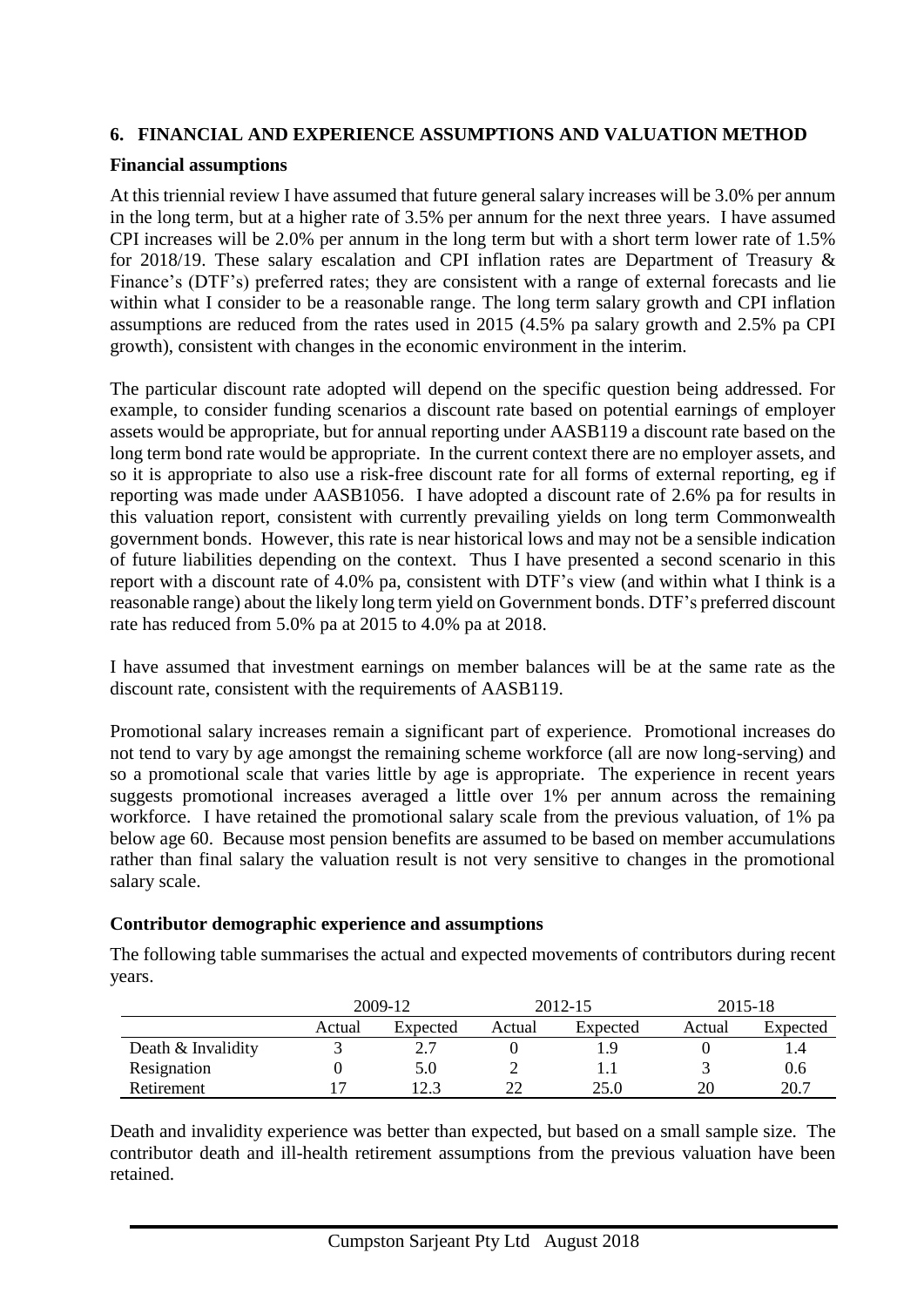## 6. FINANCIAL AND EXPERIENCE ASSUMPTIONS AND VALUATION METHOD

### Financial assumptions

At this triennial review I have assumed that future general salary increases will be 3.0% per annum in the long term, but at a higher rate of 3.5% per annum for the next three years. I have assumed CPI increases will be 2.0% per annum in the long term but with a short term lower rate of 1.5% for 2018/19. These salary escalation and CPI inflation rates are Department of Treasury & Finance's (DTF's) preferred rates; they are consistent with a range of external forecasts and lie within what I consider to be a reasonable range. The long term salary growth and CPI inflation assumptions are reduced from the rates used in 2015 (4.5% pa salary growth and 2.5% pa CPI growth), consistent with changes in the economic environment in the interim.

The particular discount rate adopted will depend on the specific question being addressed. For example, to consider funding scenarios a discount rate based on potential earnings of employer assets would be appropriate, but for annual reporting under AASB119 a discount rate based on the long term bond rate would be appropriate. In the current context there are no employer assets, and so it is appropriate to also use a risk-free discount rate for all forms of external reporting, eg if reporting was made under AASB1056. I have adopted a discount rate of 2.6% pa for results in this valuation report, consistent with currently prevailing yields on long term Commonwealth government bonds. However, this rate is near historical lows and may not be a sensible indication of future liabilities depending on the context. Thus I have presented a second scenario in this report with a discount rate of 4.0% pa, consistent with DTF's view (and within what I think is a reasonable range) about the likely long term yield on Government bonds. DTF's preferred discount rate has reduced from 5.0% pa at 2015 to 4.0% pa at 2018.

I have assumed that investment earnings on member balances will be at the same rate as the discount rate, consistent with the requirements of AASB119.

Promotional salary increases remain a significant part of experience. Promotional increases do not tend to vary by age amongst the remaining scheme workforce (all are now long-serving) and so a promotional scale that varies little by age is appropriate. The experience in recent years suggests promotional increases averaged a little over 1% per annum across the remaining workforce. I have retained the promotional salary scale from the previous valuation, of 1% pa below age 60. Because most pension benefits are assumed to be based on member accumulations rather than final salary the valuation result is not very sensitive to changes in the promotional salary scale.

### Contributor demographic experience and assumptions

The following table summarises the actual and expected movements of contributors during recent years.

| | 2009-12 | | 2012-15 | | 2015-18 | |
|---|---|---|---|---|---|---|
| | Actual | Expected | Actual | Expected | Actual | Expected |
| Death & Invalidity | 3 | 2.7 | 0 | 1.9 | 0 | 1.4 |
| Resignation | 0 | 5.0 | 2 | 1.1 | 3 | 0.6 |
| Retirement | 17 | 12.3 | 22 | 25.0 | 20 | 20.7 |

Death and invalidity experience was better than expected, but based on a small sample size. The contributor death and ill-health retirement assumptions from the previous valuation have been retained.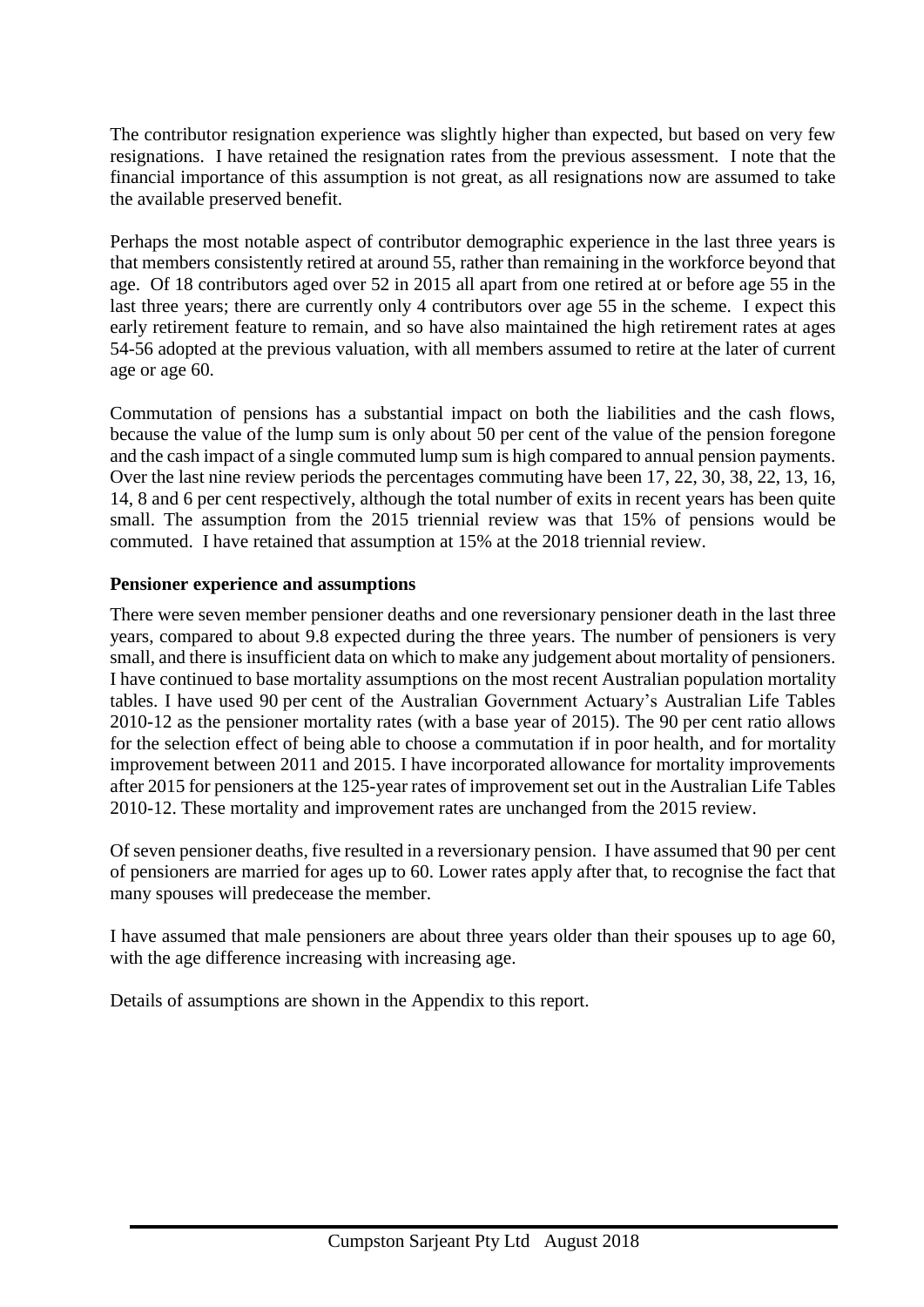The contributor resignation experience was slightly higher than expected, but based on very few resignations. I have retained the resignation rates from the previous assessment. I note that the financial importance of this assumption is not great, as all resignations now are assumed to take the available preserved benefit.

Perhaps the most notable aspect of contributor demographic experience in the last three years is that members consistently retired at around 55, rather than remaining in the workforce beyond that age. Of 18 contributors aged over 52 in 2015 all apart from one retired at or before age 55 in the last three years; there are currently only 4 contributors over age 55 in the scheme. I expect this early retirement feature to remain, and so have also maintained the high retirement rates at ages 54-56 adopted at the previous valuation, with all members assumed to retire at the later of current age or age 60.

Commutation of pensions has a substantial impact on both the liabilities and the cash flows, because the value of the lump sum is only about 50 per cent of the value of the pension foregone and the cash impact of a single commuted lump sum is high compared to annual pension payments. Over the last nine review periods the percentages commuting have been 17, 22, 30, 38, 22, 13, 16, 14, 8 and 6 per cent respectively, although the total number of exits in recent years has been quite small. The assumption from the 2015 triennial review was that 15% of pensions would be commuted. I have retained that assumption at 15% at the 2018 triennial review.

**Pensioner experience and assumptions**

There were seven member pensioner deaths and one reversionary pensioner death in the last three years, compared to about 9.8 expected during the three years. The number of pensioners is very small, and there is insufficient data on which to make any judgement about mortality of pensioners. I have continued to base mortality assumptions on the most recent Australian population mortality tables. I have used 90 per cent of the Australian Government Actuary's Australian Life Tables 2010-12 as the pensioner mortality rates (with a base year of 2015). The 90 per cent ratio allows for the selection effect of being able to choose a commutation if in poor health, and for mortality improvement between 2011 and 2015. I have incorporated allowance for mortality improvements after 2015 for pensioners at the 125-year rates of improvement set out in the Australian Life Tables 2010-12. These mortality and improvement rates are unchanged from the 2015 review.

Of seven pensioner deaths, five resulted in a reversionary pension. I have assumed that 90 per cent of pensioners are married for ages up to 60. Lower rates apply after that, to recognise the fact that many spouses will predecease the member.

I have assumed that male pensioners are about three years older than their spouses up to age 60, with the age difference increasing with increasing age.

Details of assumptions are shown in the Appendix to this report.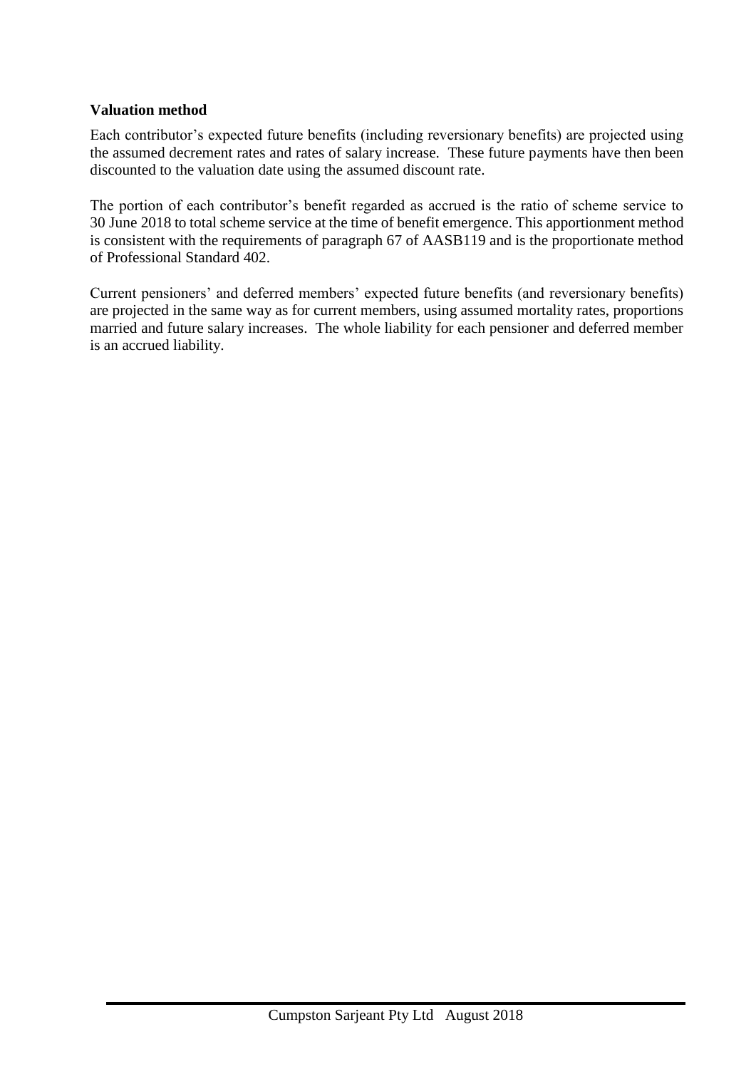## Valuation method

Each contributor's expected future benefits (including reversionary benefits) are projected using the assumed decrement rates and rates of salary increase. These future payments have then been discounted to the valuation date using the assumed discount rate.

The portion of each contributor's benefit regarded as accrued is the ratio of scheme service to 30 June 2018 to total scheme service at the time of benefit emergence. This apportionment method is consistent with the requirements of paragraph 67 of AASB119 and is the proportionate method of Professional Standard 402.

Current pensioners' and deferred members' expected future benefits (and reversionary benefits) are projected in the same way as for current members, using assumed mortality rates, proportions married and future salary increases. The whole liability for each pensioner and deferred member is an accrued liability.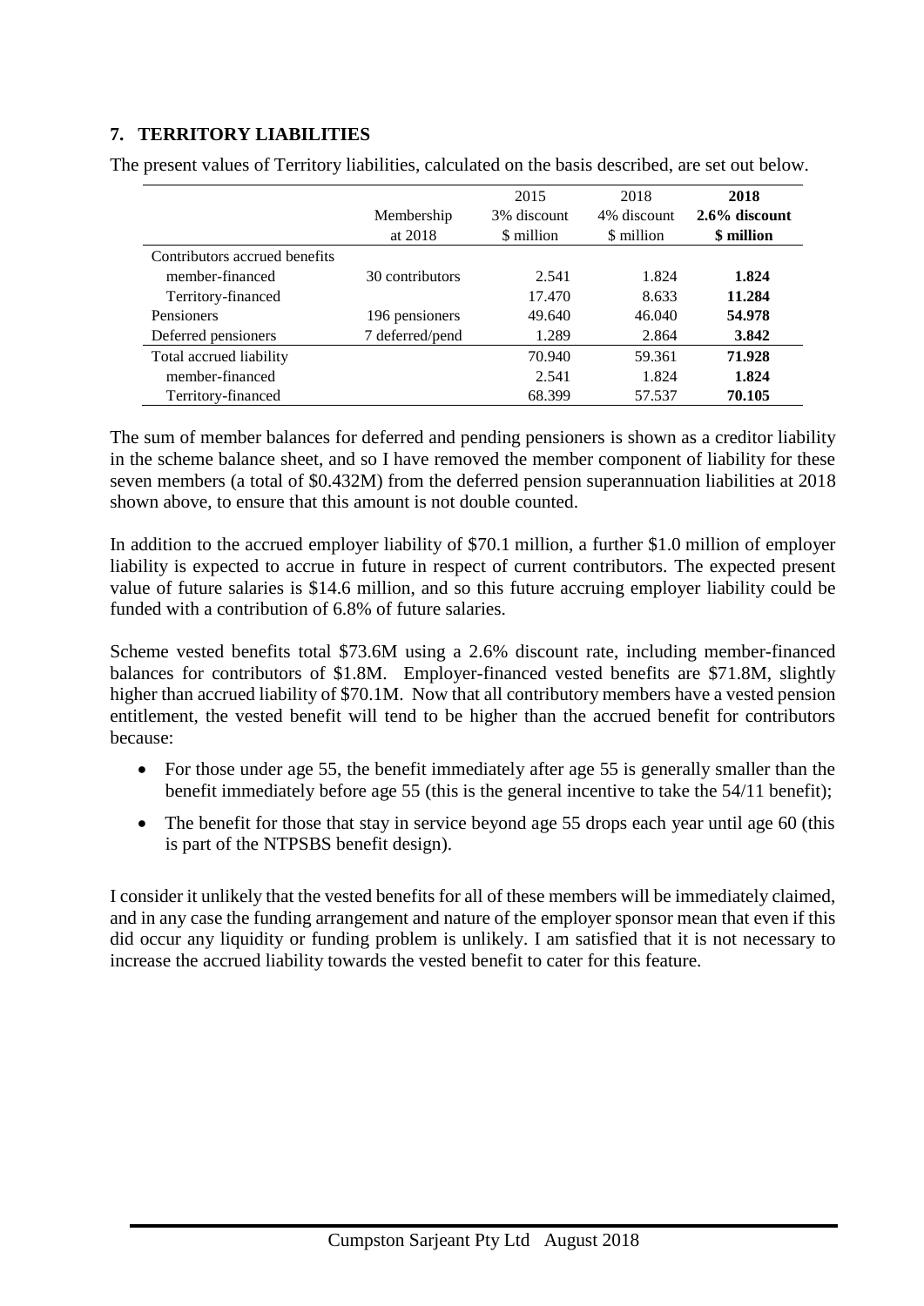## 7. TERRITORY LIABILITIES

The present values of Territory liabilities, calculated on the basis described, are set out below.

| | Membership at 2018 | 2015 3% discount $ million | 2018 4% discount $ million | **2018 2.6% discount $ million** |
|---|---|---|---|---|
| Contributors accrued benefits | | | | |
| member-financed | 30 contributors | 2.541 | 1.824 | **1.824** |
| Territory-financed | | 17.470 | 8.633 | **11.284** |
| Pensioners | 196 pensioners | 49.640 | 46.040 | **54.978** |
| Deferred pensioners | 7 deferred/pend | 1.289 | 2.864 | **3.842** |
| Total accrued liability | | 70.940 | 59.361 | **71.928** |
| member-financed | | 2.541 | 1.824 | **1.824** |
| Territory-financed | | 68.399 | 57.537 | **70.105** |

The sum of member balances for deferred and pending pensioners is shown as a creditor liability in the scheme balance sheet, and so I have removed the member component of liability for these seven members (a total of $0.432M) from the deferred pension superannuation liabilities at 2018 shown above, to ensure that this amount is not double counted.

In addition to the accrued employer liability of $70.1 million, a further $1.0 million of employer liability is expected to accrue in future in respect of current contributors. The expected present value of future salaries is $14.6 million, and so this future accruing employer liability could be funded with a contribution of 6.8% of future salaries.

Scheme vested benefits total $73.6M using a 2.6% discount rate, including member-financed balances for contributors of $1.8M. Employer-financed vested benefits are $71.8M, slightly higher than accrued liability of $70.1M. Now that all contributory members have a vested pension entitlement, the vested benefit will tend to be higher than the accrued benefit for contributors because:

- For those under age 55, the benefit immediately after age 55 is generally smaller than the benefit immediately before age 55 (this is the general incentive to take the 54/11 benefit);
- The benefit for those that stay in service beyond age 55 drops each year until age 60 (this is part of the NTPSBS benefit design).

I consider it unlikely that the vested benefits for all of these members will be immediately claimed, and in any case the funding arrangement and nature of the employer sponsor mean that even if this did occur any liquidity or funding problem is unlikely. I am satisfied that it is not necessary to increase the accrued liability towards the vested benefit to cater for this feature.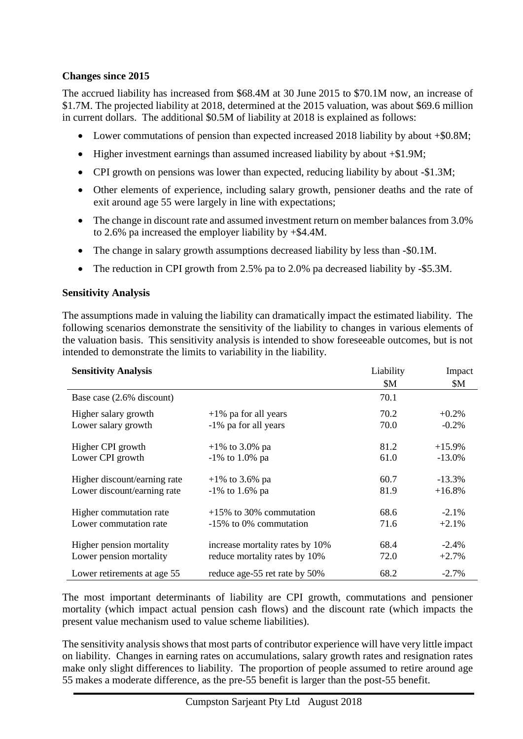**Changes since 2015**

The accrued liability has increased from $68.4M at 30 June 2015 to $70.1M now, an increase of $1.7M. The projected liability at 2018, determined at the 2015 valuation, was about $69.6 million in current dollars. The additional $0.5M of liability at 2018 is explained as follows:

- Lower commutations of pension than expected increased 2018 liability by about +$0.8M;
- Higher investment earnings than assumed increased liability by about +$1.9M;
- CPI growth on pensions was lower than expected, reducing liability by about -$1.3M;
- Other elements of experience, including salary growth, pensioner deaths and the rate of exit around age 55 were largely in line with expectations;
- The change in discount rate and assumed investment return on member balances from 3.0% to 2.6% pa increased the employer liability by +$4.4M.
- The change in salary growth assumptions decreased liability by less than -$0.1M.
- The reduction in CPI growth from 2.5% pa to 2.0% pa decreased liability by -$5.3M.

**Sensitivity Analysis**

The assumptions made in valuing the liability can dramatically impact the estimated liability. The following scenarios demonstrate the sensitivity of the liability to changes in various elements of the valuation basis. This sensitivity analysis is intended to show foreseeable outcomes, but is not intended to demonstrate the limits to variability in the liability.

| **Sensitivity Analysis** | | Liability $M | Impact $M |
|---|---|---|---|
| Base case (2.6% discount) | | 70.1 | |
| Higher salary growth | +1% pa for all years | 70.2 | +0.2% |
| Lower salary growth | -1% pa for all years | 70.0 | -0.2% |
| Higher CPI growth | +1% to 3.0% pa | 81.2 | +15.9% |
| Lower CPI growth | -1% to 1.0% pa | 61.0 | -13.0% |
| Higher discount/earning rate | +1% to 3.6% pa | 60.7 | -13.3% |
| Lower discount/earning rate | -1% to 1.6% pa | 81.9 | +16.8% |
| Higher commutation rate | +15% to 30% commutation | 68.6 | -2.1% |
| Lower commutation rate | -15% to 0% commutation | 71.6 | +2.1% |
| Higher pension mortality | increase mortality rates by 10% | 68.4 | -2.4% |
| Lower pension mortality | reduce mortality rates by 10% | 72.0 | +2.7% |
| Lower retirements at age 55 | reduce age-55 ret rate by 50% | 68.2 | -2.7% |

The most important determinants of liability are CPI growth, commutations and pensioner mortality (which impact actual pension cash flows) and the discount rate (which impacts the present value mechanism used to value scheme liabilities).

The sensitivity analysis shows that most parts of contributor experience will have very little impact on liability. Changes in earning rates on accumulations, salary growth rates and resignation rates make only slight differences to liability. The proportion of people assumed to retire around age 55 makes a moderate difference, as the pre-55 benefit is larger than the post-55 benefit.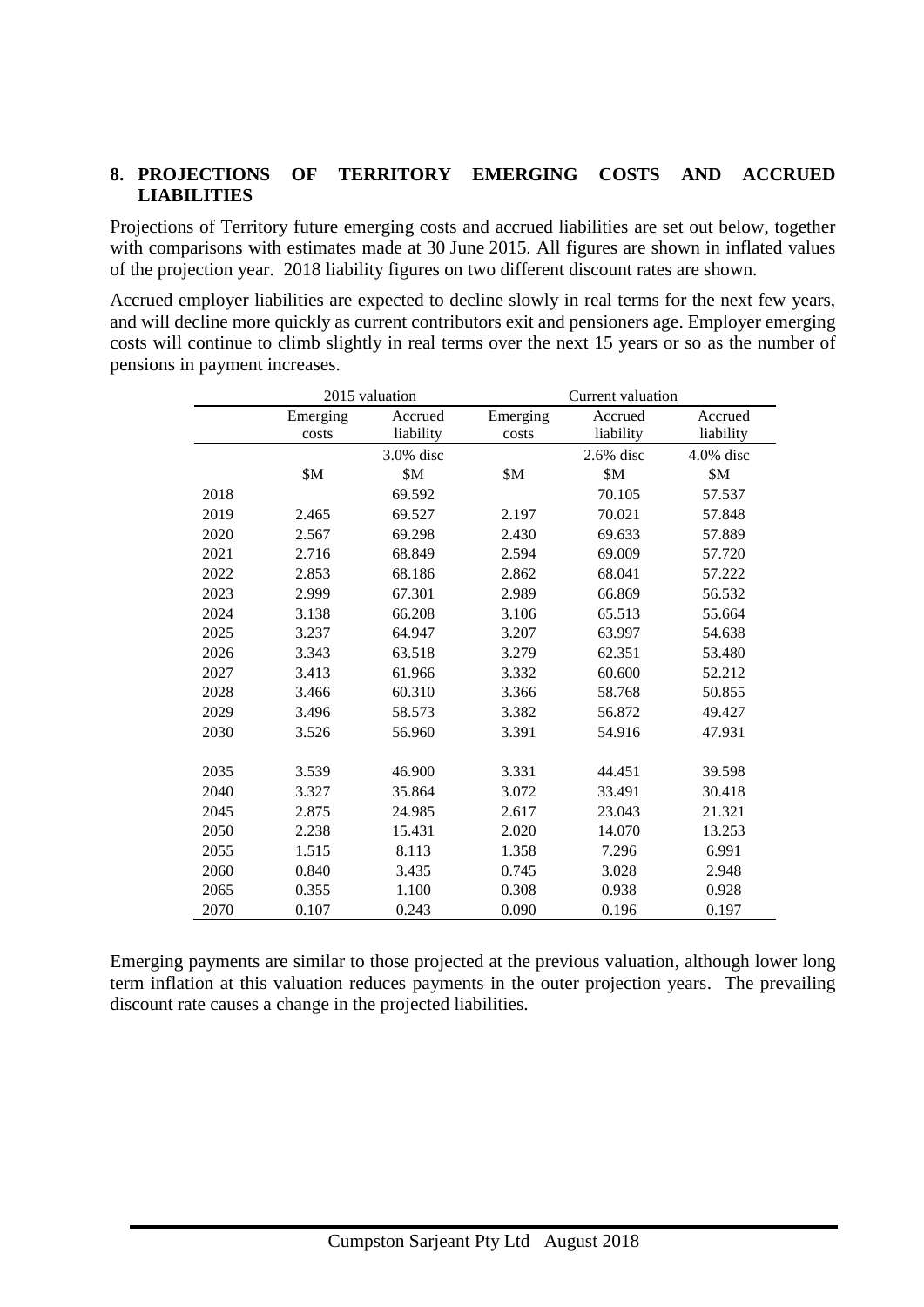## 8. PROJECTIONS OF TERRITORY EMERGING COSTS AND ACCRUED LIABILITIES

Projections of Territory future emerging costs and accrued liabilities are set out below, together with comparisons with estimates made at 30 June 2015. All figures are shown in inflated values of the projection year. 2018 liability figures on two different discount rates are shown.

Accrued employer liabilities are expected to decline slowly in real terms for the next few years, and will decline more quickly as current contributors exit and pensioners age. Employer emerging costs will continue to climb slightly in real terms over the next 15 years or so as the number of pensions in payment increases.

| | 2015 valuation | | Current valuation | | |
|---|---|---|---|---|---|
| | Emerging costs | Accrued liability | Emerging costs | Accrued liability | Accrued liability |
| | | 3.0% disc | | 2.6% disc | 4.0% disc |
| | $M | $M | $M | $M | $M |
| 2018 | | 69.592 | | 70.105 | 57.537 |
| 2019 | 2.465 | 69.527 | 2.197 | 70.021 | 57.848 |
| 2020 | 2.567 | 69.298 | 2.430 | 69.633 | 57.889 |
| 2021 | 2.716 | 68.849 | 2.594 | 69.009 | 57.720 |
| 2022 | 2.853 | 68.186 | 2.862 | 68.041 | 57.222 |
| 2023 | 2.999 | 67.301 | 2.989 | 66.869 | 56.532 |
| 2024 | 3.138 | 66.208 | 3.106 | 65.513 | 55.664 |
| 2025 | 3.237 | 64.947 | 3.207 | 63.997 | 54.638 |
| 2026 | 3.343 | 63.518 | 3.279 | 62.351 | 53.480 |
| 2027 | 3.413 | 61.966 | 3.332 | 60.600 | 52.212 |
| 2028 | 3.466 | 60.310 | 3.366 | 58.768 | 50.855 |
| 2029 | 3.496 | 58.573 | 3.382 | 56.872 | 49.427 |
| 2030 | 3.526 | 56.960 | 3.391 | 54.916 | 47.931 |
| | | | | | |
| 2035 | 3.539 | 46.900 | 3.331 | 44.451 | 39.598 |
| 2040 | 3.327 | 35.864 | 3.072 | 33.491 | 30.418 |
| 2045 | 2.875 | 24.985 | 2.617 | 23.043 | 21.321 |
| 2050 | 2.238 | 15.431 | 2.020 | 14.070 | 13.253 |
| 2055 | 1.515 | 8.113 | 1.358 | 7.296 | 6.991 |
| 2060 | 0.840 | 3.435 | 0.745 | 3.028 | 2.948 |
| 2065 | 0.355 | 1.100 | 0.308 | 0.938 | 0.928 |
| 2070 | 0.107 | 0.243 | 0.090 | 0.196 | 0.197 |

Emerging payments are similar to those projected at the previous valuation, although lower long term inflation at this valuation reduces payments in the outer projection years. The prevailing discount rate causes a change in the projected liabilities.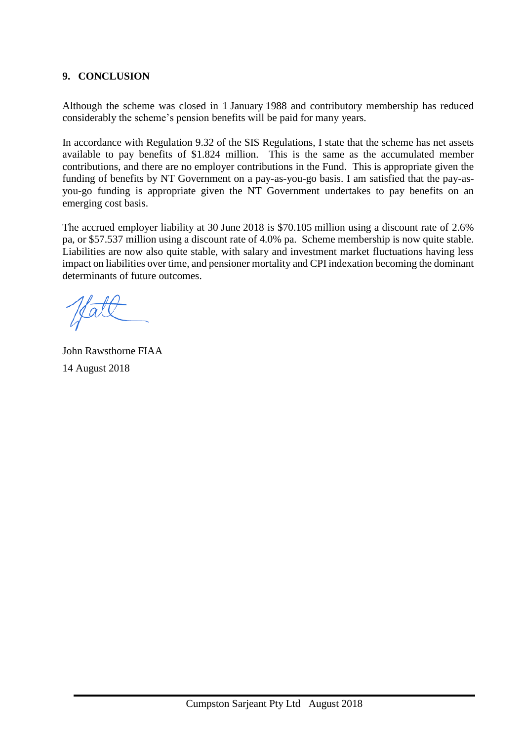## 9. CONCLUSION

Although the scheme was closed in 1 January 1988 and contributory membership has reduced considerably the scheme's pension benefits will be paid for many years.

In accordance with Regulation 9.32 of the SIS Regulations, I state that the scheme has net assets available to pay benefits of $1.824 million. This is the same as the accumulated member contributions, and there are no employer contributions in the Fund. This is appropriate given the funding of benefits by NT Government on a pay-as-you-go basis. I am satisfied that the pay-as-you-go funding is appropriate given the NT Government undertakes to pay benefits on an emerging cost basis.

The accrued employer liability at 30 June 2018 is $70.105 million using a discount rate of 2.6% pa, or $57.537 million using a discount rate of 4.0% pa. Scheme membership is now quite stable. Liabilities are now also quite stable, with salary and investment market fluctuations having less impact on liabilities over time, and pensioner mortality and CPI indexation becoming the dominant determinants of future outcomes.

John Rawsthorne FIAA

14 August 2018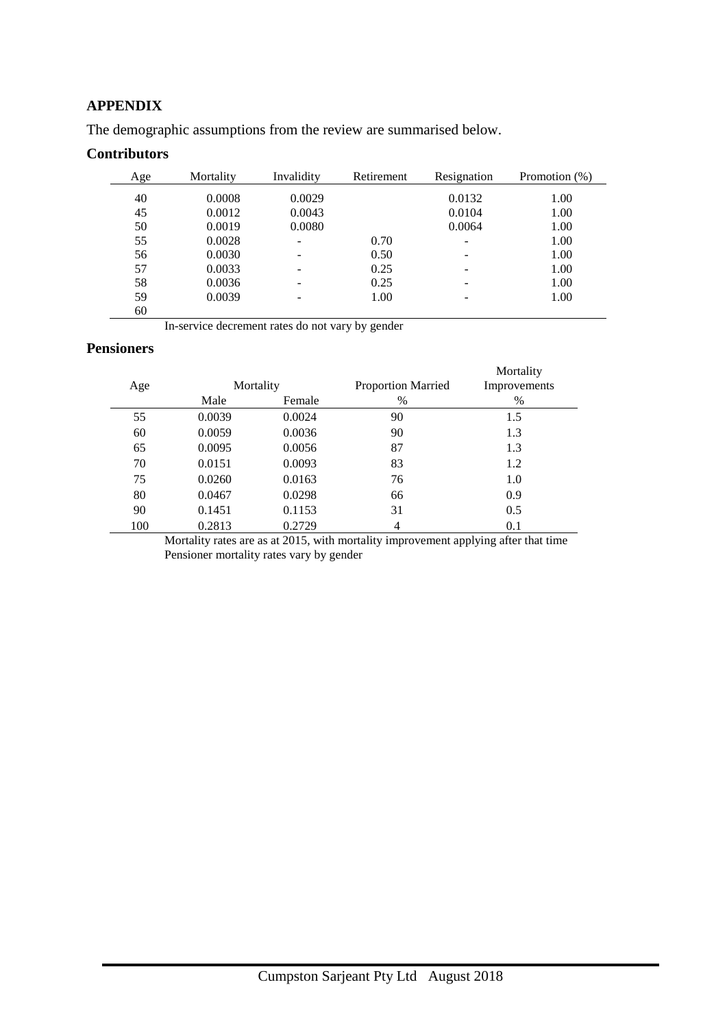## APPENDIX

The demographic assumptions from the review are summarised below.

### Contributors

| Age | Mortality | Invalidity | Retirement | Resignation | Promotion (%) |
|---|---|---|---|---|---|
| 40 | 0.0008 | 0.0029 | | 0.0132 | 1.00 |
| 45 | 0.0012 | 0.0043 | | 0.0104 | 1.00 |
| 50 | 0.0019 | 0.0080 | | 0.0064 | 1.00 |
| 55 | 0.0028 | - | 0.70 | - | 1.00 |
| 56 | 0.0030 | - | 0.50 | - | 1.00 |
| 57 | 0.0033 | - | 0.25 | - | 1.00 |
| 58 | 0.0036 | - | 0.25 | - | 1.00 |
| 59 | 0.0039 | - | 1.00 | - | 1.00 |
| 60 | | | | | |

In-service decrement rates do not vary by gender

### Pensioners

| Age | Mortality | | Proportion Married | Mortality Improvements |
|---|---|---|---|---|
| | Male | Female | % | % |
| 55 | 0.0039 | 0.0024 | 90 | 1.5 |
| 60 | 0.0059 | 0.0036 | 90 | 1.3 |
| 65 | 0.0095 | 0.0056 | 87 | 1.3 |
| 70 | 0.0151 | 0.0093 | 83 | 1.2 |
| 75 | 0.0260 | 0.0163 | 76 | 1.0 |
| 80 | 0.0467 | 0.0298 | 66 | 0.9 |
| 90 | 0.1451 | 0.1153 | 31 | 0.5 |
| 100 | 0.2813 | 0.2729 | 4 | 0.1 |

Mortality rates are as at 2015, with mortality improvement applying after that time
Pensioner mortality rates vary by gender